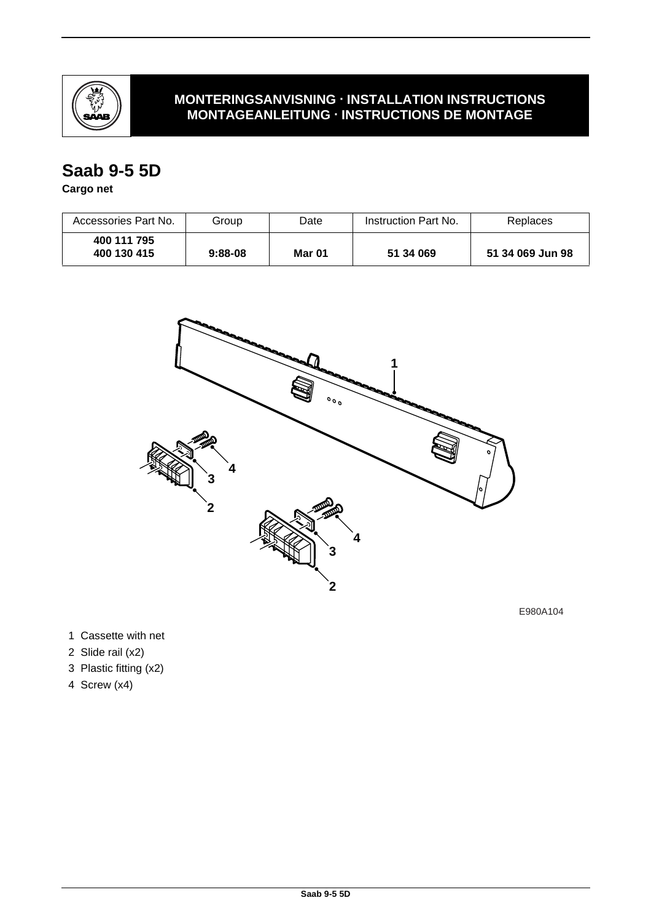**MONTERINGSANVISNING · INSTALLATION INSTRUCTIONS**
**MONTAGEANLEITUNG · INSTRUCTIONS DE MONTAGE**

# Saab 9-5 5D

**Cargo net**

| Accessories Part No. | Group | Date | Instruction Part No. | Replaces |
| --- | --- | --- | --- | --- |
| **400 111 795**<br>**400 130 415** | **9:88-08** | **Mar 01** | **51 34 069** | **51 34 069 Jun 98** |

E980A104

1 Cassette with net
2 Slide rail (x2)
3 Plastic fitting (x2)
4 Screw (x4)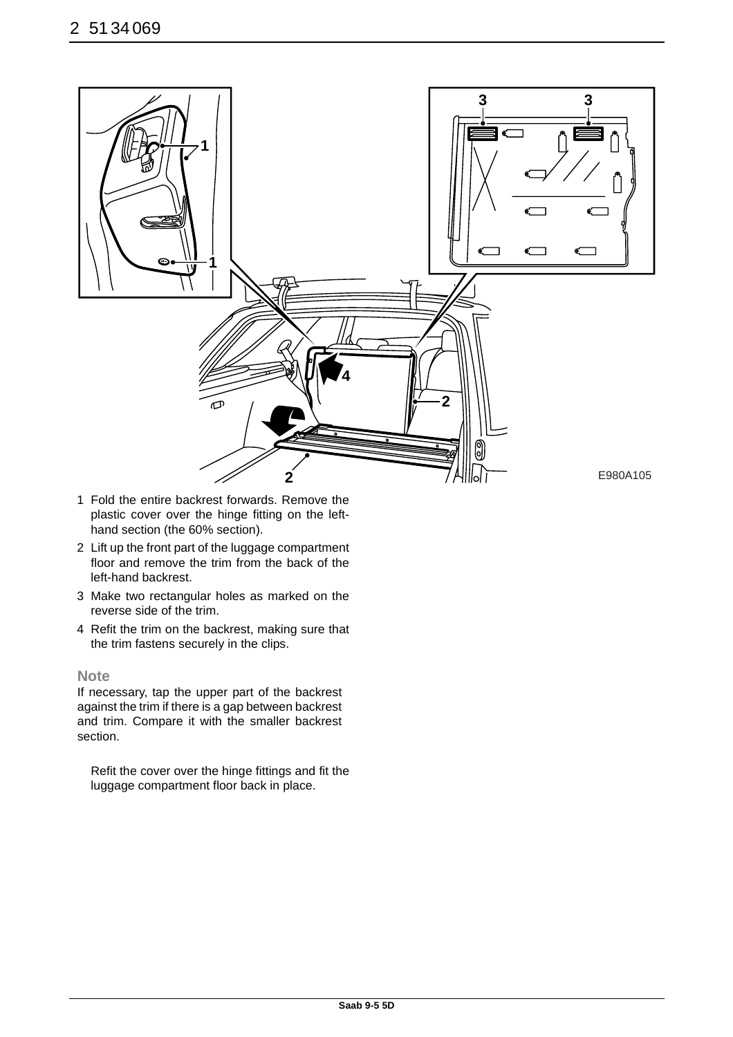E980A105

1. Fold the entire backrest forwards. Remove the plastic cover over the hinge fitting on the left-hand section (the 60% section).
2. Lift up the front part of the luggage compartment floor and remove the trim from the back of the left-hand backrest.
3. Make two rectangular holes as marked on the reverse side of the trim.
4. Refit the trim on the backrest, making sure that the trim fastens securely in the clips.

**Note**

If necessary, tap the upper part of the backrest against the trim if there is a gap between backrest and trim. Compare it with the smaller backrest section.

Refit the cover over the hinge fittings and fit the luggage compartment floor back in place.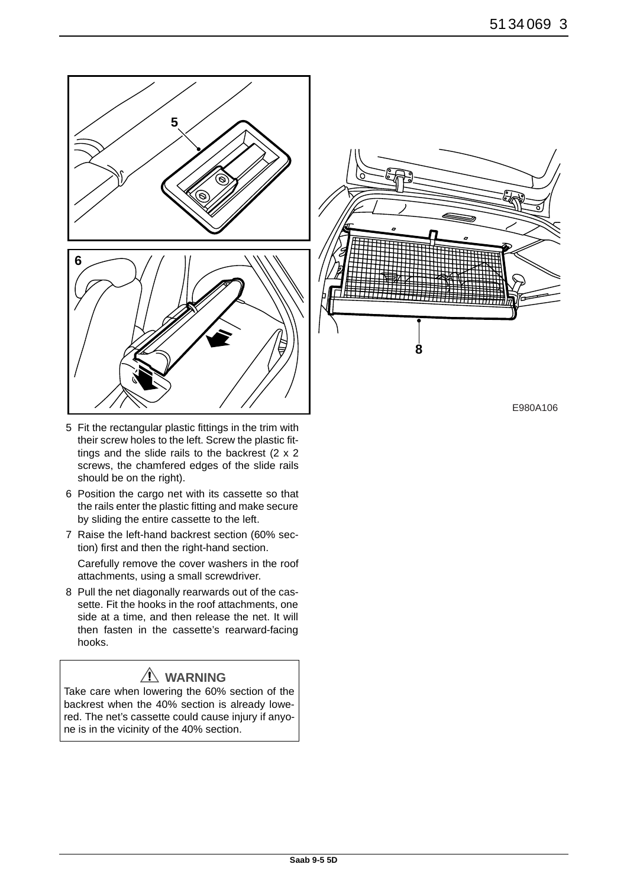5 Fit the rectangular plastic fittings in the trim with their screw holes to the left. Screw the plastic fittings and the slide rails to the backrest (2 x 2 screws, the chamfered edges of the slide rails should be on the right).

6 Position the cargo net with its cassette so that the rails enter the plastic fitting and make secure by sliding the entire cassette to the left.

7 Raise the left-hand backrest section (60% section) first and then the right-hand section.

   Carefully remove the cover washers in the roof attachments, using a small screwdriver.

8 Pull the net diagonally rearwards out of the cassette. Fit the hooks in the roof attachments, one side at a time, and then release the net. It will then fasten in the cassette's rearward-facing hooks.

**⚠ WARNING**

Take care when lowering the 60% section of the backrest when the 40% section is already lowered. The net's cassette could cause injury if anyone is in the vicinity of the 40% section.